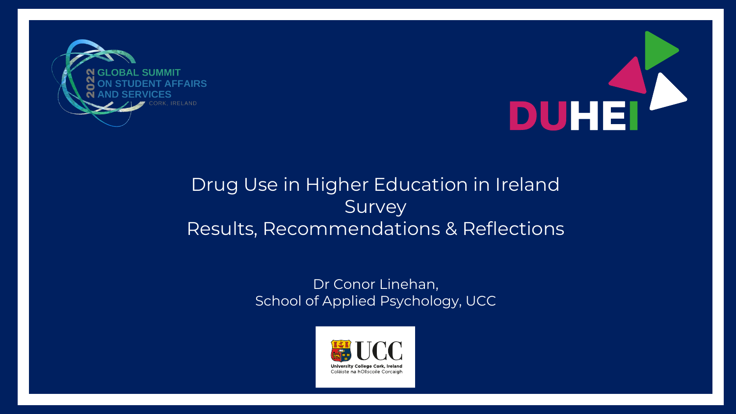2022 GLOBAL SUMMIT ON STUDENT AFFAIRS AND SERVICES
CORK, IRELAND

DUHEI

# Drug Use in Higher Education in Ireland Survey
# Results, Recommendations & Reflections

Dr Conor Linehan,
School of Applied Psychology, UCC

UCC
University College Cork, Ireland
Coláiste na hOllscoile Corcaigh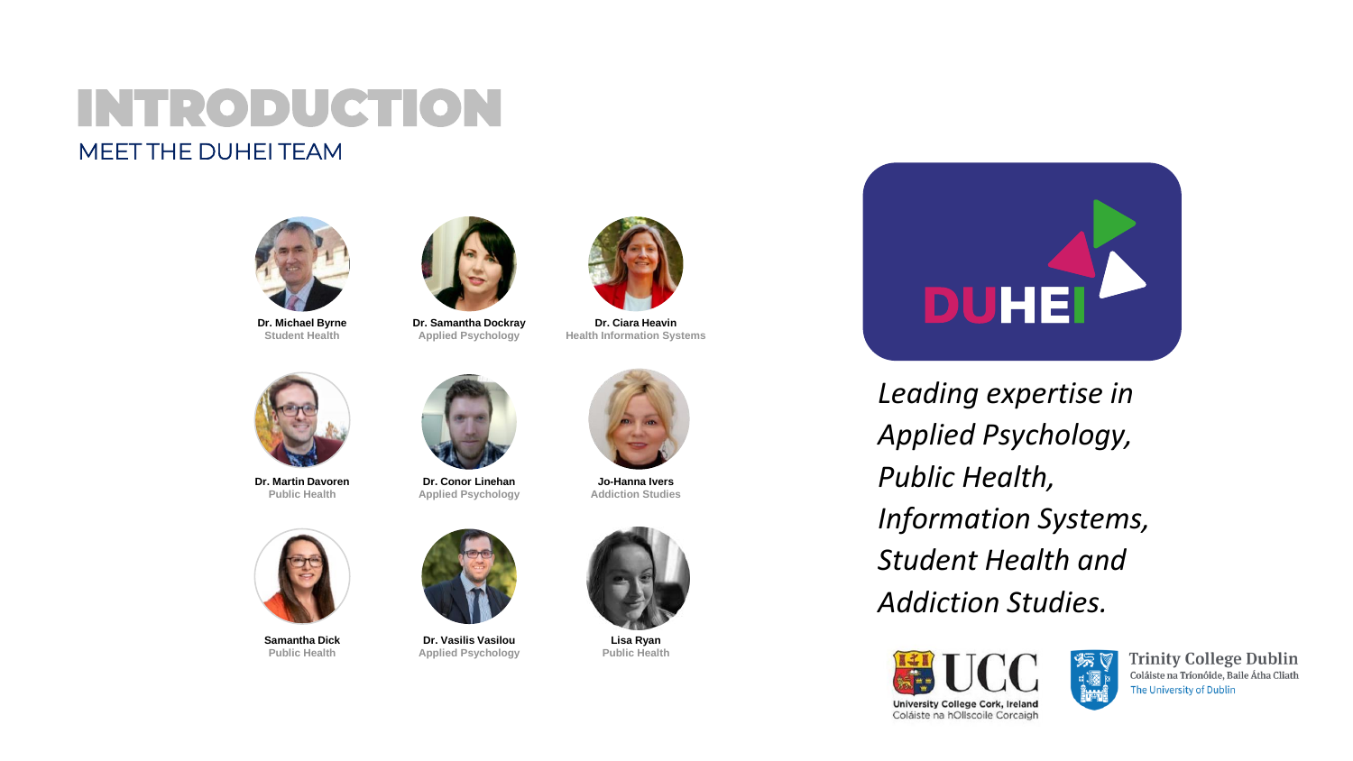# INTRODUCTION

## MEET THE DUHEI TEAM

**Dr. Michael Byrne**
Student Health

**Dr. Samantha Dockray**
Applied Psychology

**Dr. Ciara Heavin**
Health Information Systems

**Dr. Martin Davoren**
Public Health

**Dr. Conor Linehan**
Applied Psychology

**Jo-Hanna Ivers**
Addiction Studies

**Samantha Dick**
Public Health

**Dr. Vasilis Vasilou**
Applied Psychology

**Lisa Ryan**
Public Health

DUHEI

*Leading expertise in Applied Psychology, Public Health, Information Systems, Student Health and Addiction Studies.*

UCC
University College Cork, Ireland
Coláiste na hOllscoile Corcaigh

Trinity College Dublin
Coláiste na Tríonóide, Baile Átha Cliath
The University of Dublin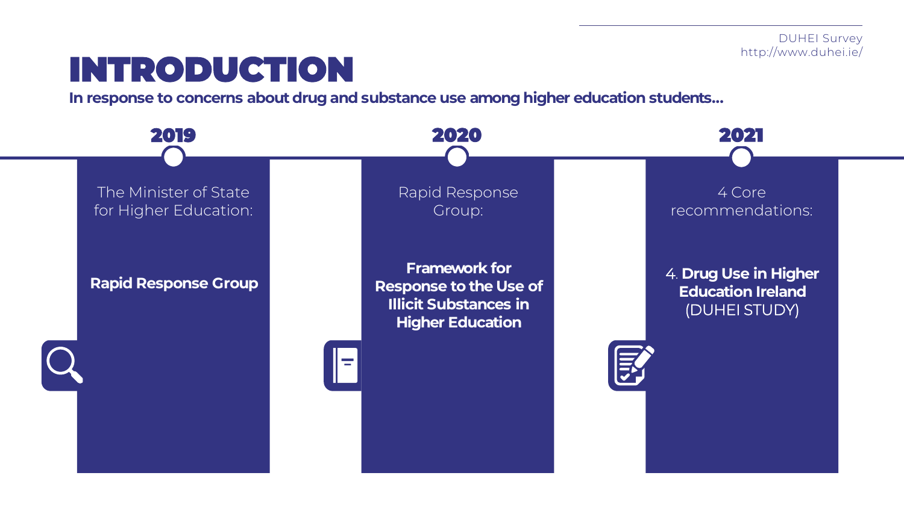# INTRODUCTION

**In response to concerns about drug and substance use among higher education students...**

## 2019

The Minister of State for Higher Education:

**Rapid Response Group**

## 2020

Rapid Response Group:

**Framework for Response to the Use of Illicit Substances in Higher Education**

## 2021

4 Core recommendations:

4. **Drug Use in Higher Education Ireland** (DUHEI STUDY)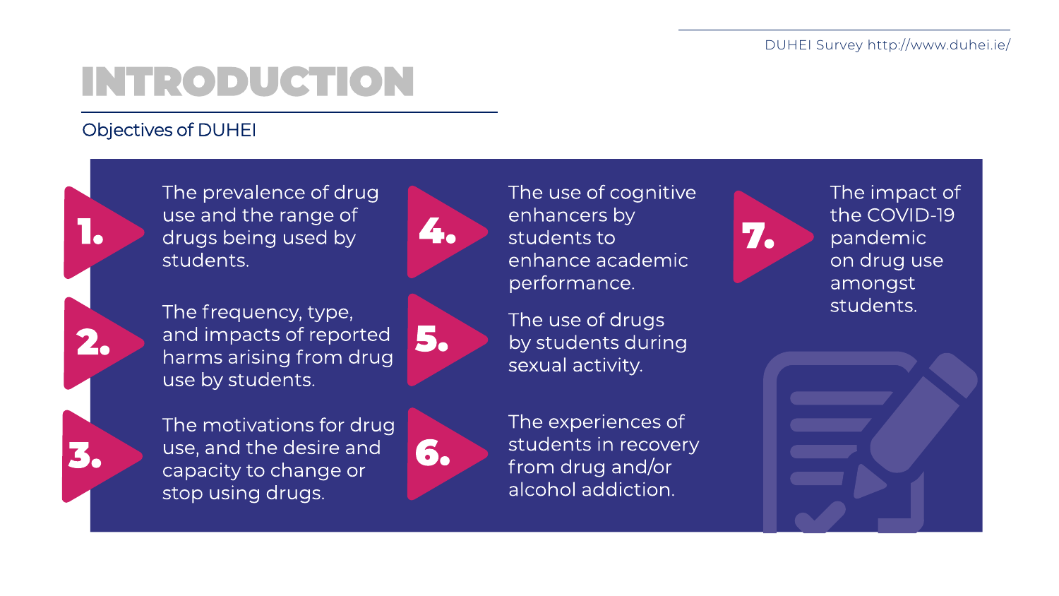# INTRODUCTION

## Objectives of DUHEI

1. The prevalence of drug use and the range of drugs being used by students.
2. The frequency, type, and impacts of reported harms arising from drug use by students.
3. The motivations for drug use, and the desire and capacity to change or stop using drugs.
4. The use of cognitive enhancers by students to enhance academic performance.
5. The use of drugs by students during sexual activity.
6. The experiences of students in recovery from drug and/or alcohol addiction.
7. The impact of the COVID-19 pandemic on drug use amongst students.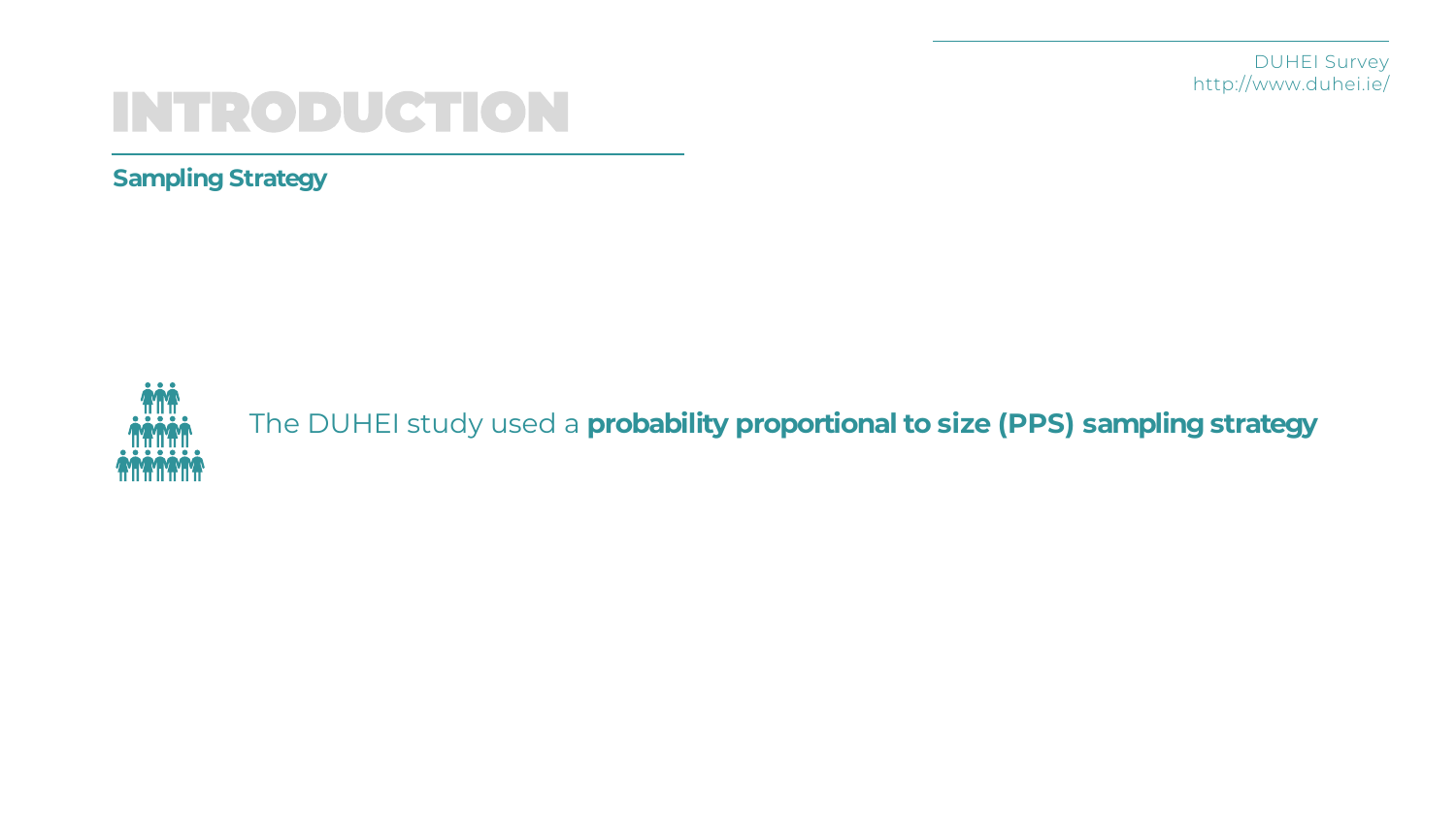# INTRODUCTION

## Sampling Strategy

The DUHEI study used a **probability proportional to size (PPS) sampling strategy**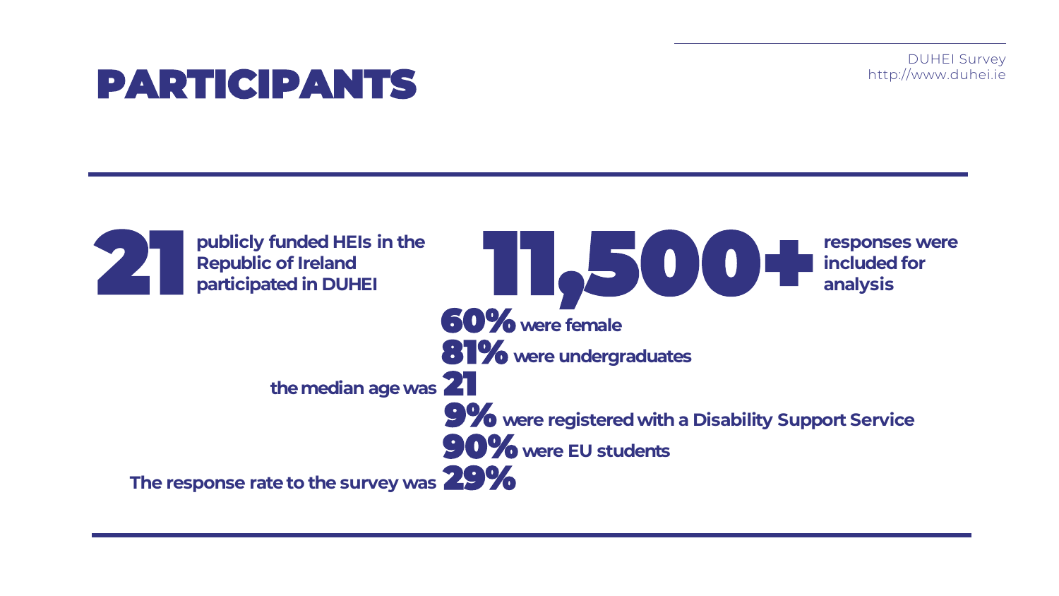# PARTICIPANTS

DUHEI Survey
http://www.duhei.ie

**21** publicly funded HEIs in the Republic of Ireland participated in DUHEI

**11,500+** responses were included for analysis

**60%** were female

**81%** were undergraduates

the median age was **21**

**9%** were registered with a Disability Support Service

**90%** were EU students

The response rate to the survey was **29%**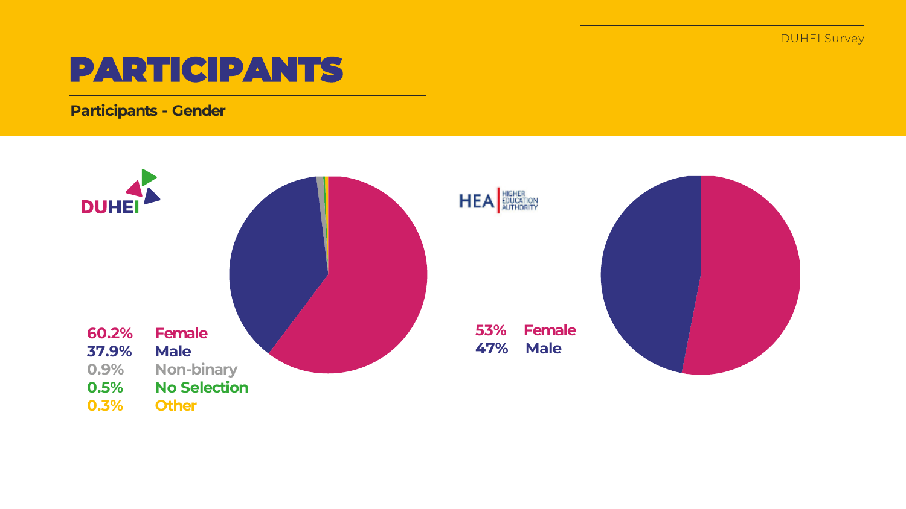# PARTICIPANTS

## Participants - Gender

**DUHEI**

| | |
|---|---|
| 60.2% | Female |
| 37.9% | Male |
| 0.9% | Non-binary |
| 0.5% | No Selection |
| 0.3% | Other |

**HEA** HIGHER EDUCATION AUTHORITY

| | |
|---|---|
| 53% | Female |
| 47% | Male |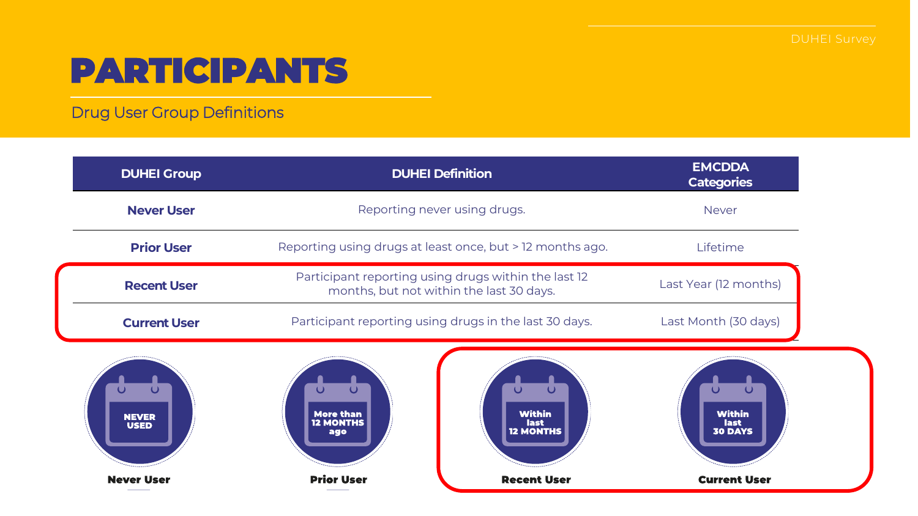# PARTICIPANTS

## Drug User Group Definitions

| DUHEI Group | DUHEI Definition | EMCDDA Categories |
|---|---|---|
| **Never User** | Reporting never using drugs. | Never |
| **Prior User** | Reporting using drugs at least once, but > 12 months ago. | Lifetime |
| **Recent User** | Participant reporting using drugs within the last 12 months, but not within the last 30 days. | Last Year (12 months) |
| **Current User** | Participant reporting using drugs in the last 30 days. | Last Month (30 days) |

NEVER USED — **Never User**

More than 12 MONTHS ago — **Prior User**

Within last 12 MONTHS — **Recent User**

Within last 30 DAYS — **Current User**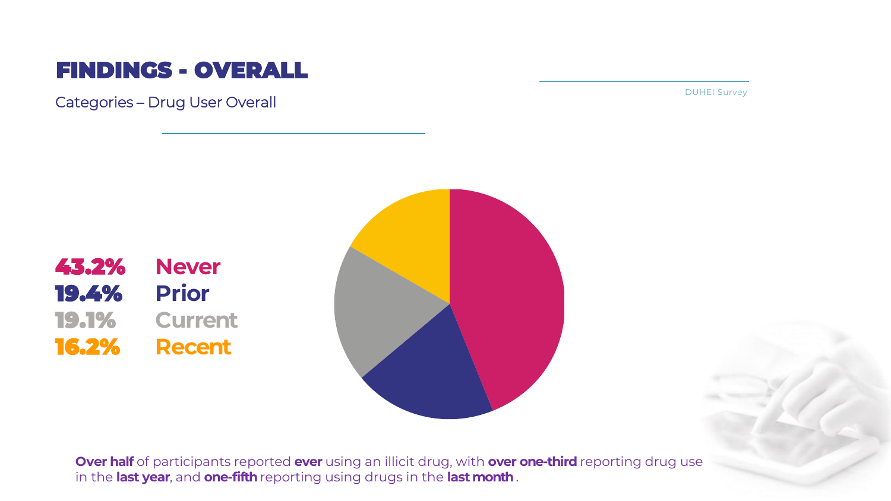# FINDINGS - OVERALL

Categories – Drug User Overall

DUHEI Survey

| | |
|---|---|
| 43.2% | Never |
| 19.4% | Prior |
| 19.1% | Current |
| 16.2% | Recent |

**Over half** of participants reported **ever** using an illicit drug, with **over one-third** reporting drug use in the **last year**, and **one-fifth** reporting using drugs in the **last month**.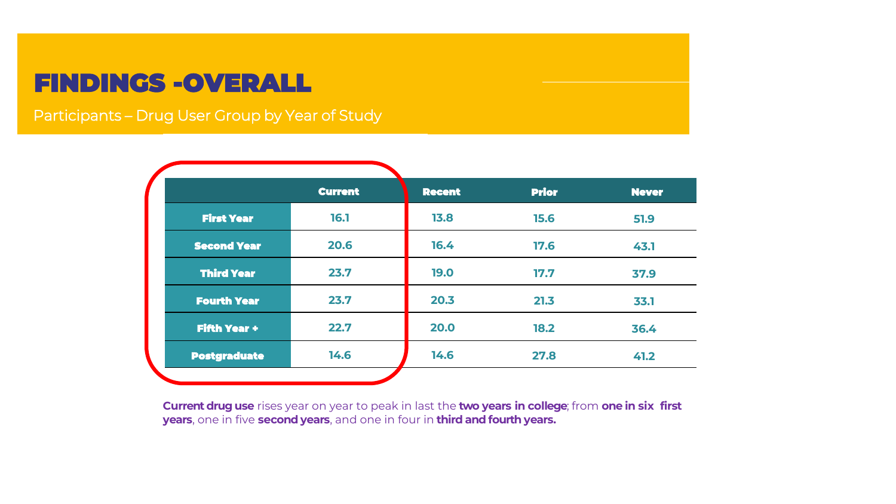# FINDINGS -OVERALL

Participants – Drug User Group by Year of Study

| | Current | Recent | Prior | Never |
|---|---|---|---|---|
| First Year | 16.1 | 13.8 | 15.6 | 51.9 |
| Second Year | 20.6 | 16.4 | 17.6 | 43.1 |
| Third Year | 23.7 | 19.0 | 17.7 | 37.9 |
| Fourth Year | 23.7 | 20.3 | 21.3 | 33.1 |
| Fifth Year + | 22.7 | 20.0 | 18.2 | 36.4 |
| Postgraduate | 14.6 | 14.6 | 27.8 | 41.2 |

**Current drug use** rises year on year to peak in last the **two years in college**; from **one in six first years**, one in five **second years**, and one in four in **third and fourth years.**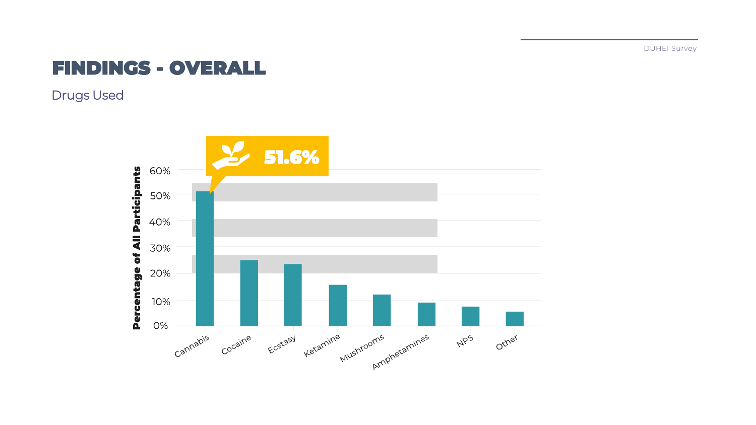# FINDINGS - OVERALL

## Drugs Used

51.6%

Percentage of All Participants

60%
50%
40%
30%
20%
10%
0%

Cannabis Cocaine Ecstasy Ketamine Mushrooms Amphetamines NPS Other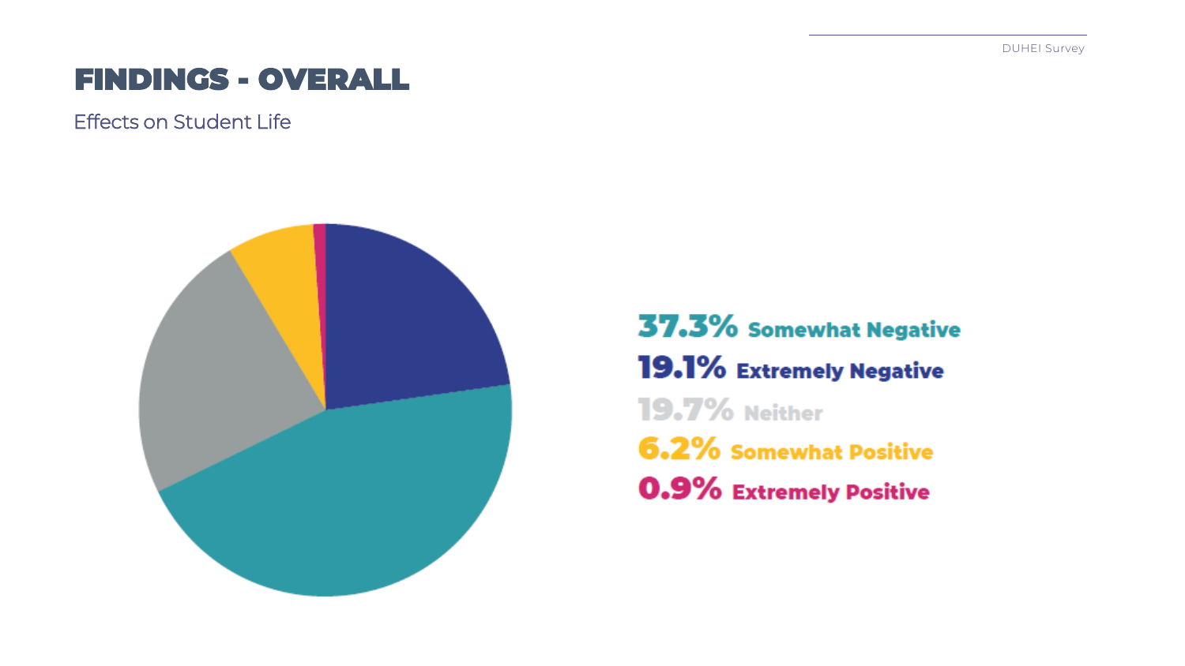# FINDINGS - OVERALL

Effects on Student Life

**37.3%** Somewhat Negative

**19.1%** Extremely Negative

**19.7%** Neither

**6.2%** Somewhat Positive

**0.9%** Extremely Positive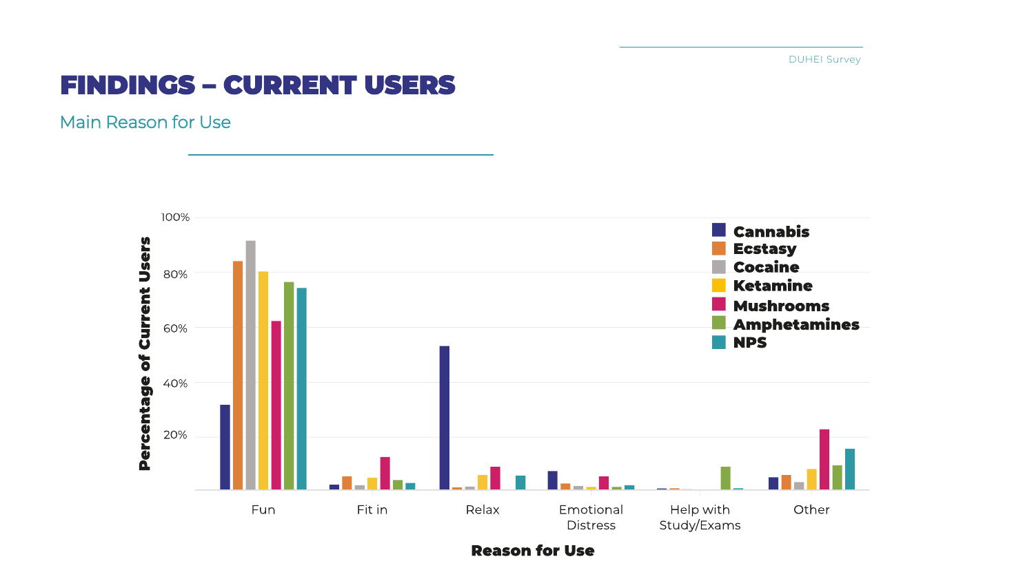# FINDINGS – CURRENT USERS

## Main Reason for Use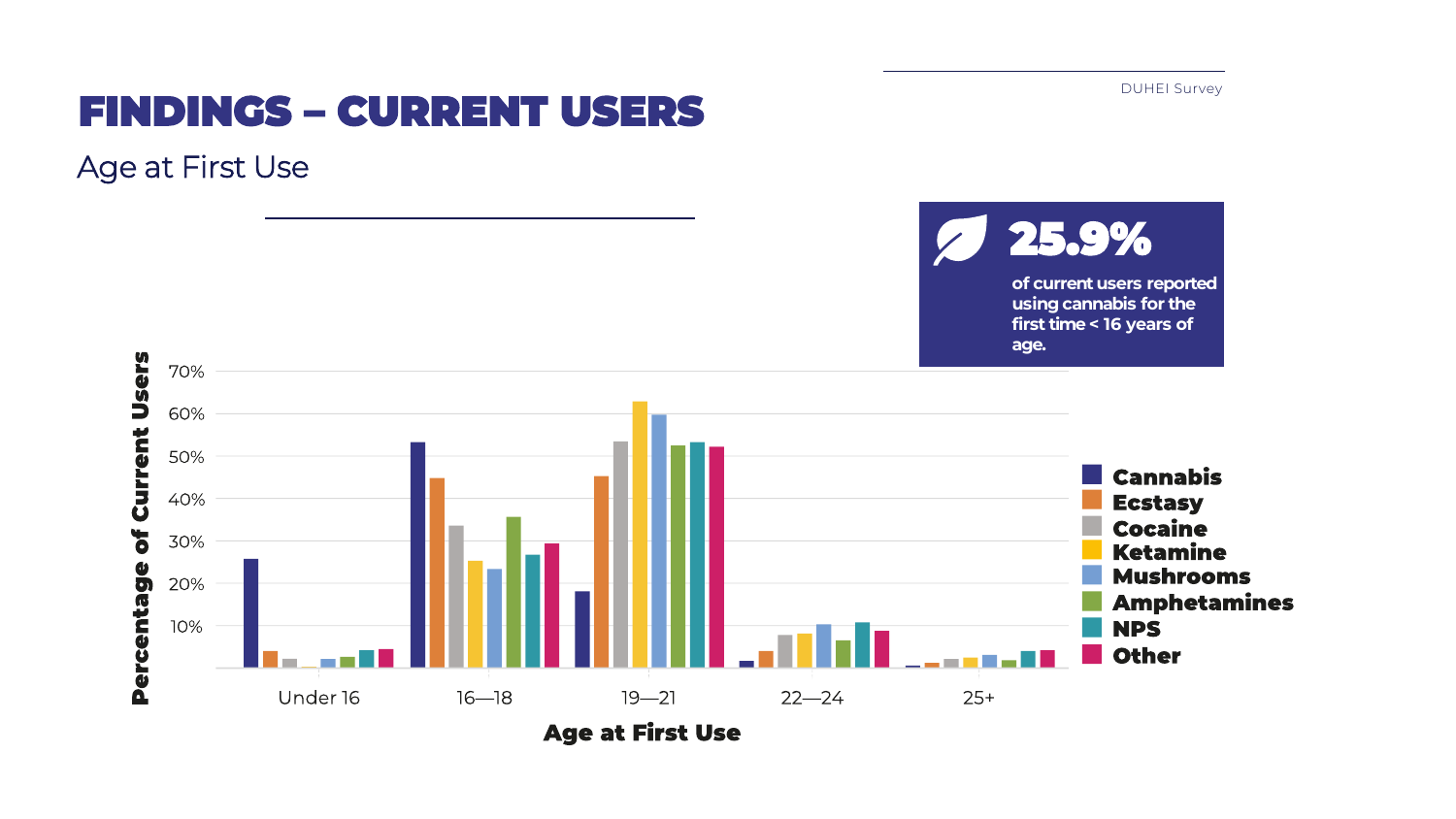# FINDINGS – CURRENT USERS

## Age at First Use

**25.9%**

**of current users reported using cannabis for the first time < 16 years of age.**

Percentage of Current Users

Age at First Use

Under 16 | 16—18 | 19—21 | 22—24 | 25+

Cannabis, Ecstasy, Cocaine, Ketamine, Mushrooms, Amphetamines, NPS, Other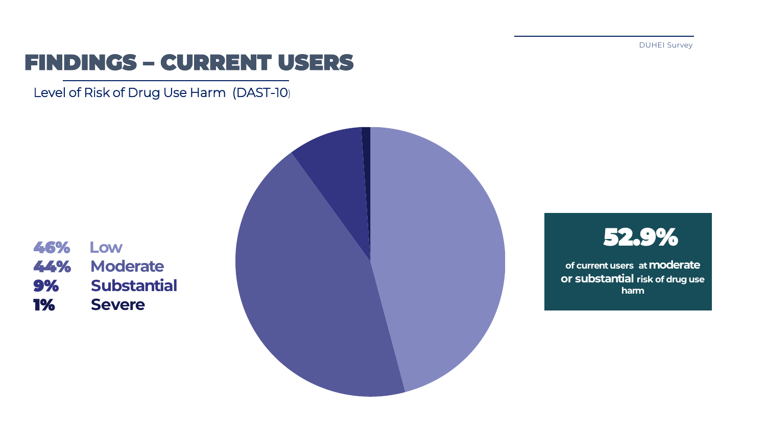# FINDINGS – CURRENT USERS

Level of Risk of Drug Use Harm (DAST-10)

**46%** Low
**44%** Moderate
**9%** Substantial
**1%** Severe

**52.9%**

of current users at **moderate or substantial** risk of drug use harm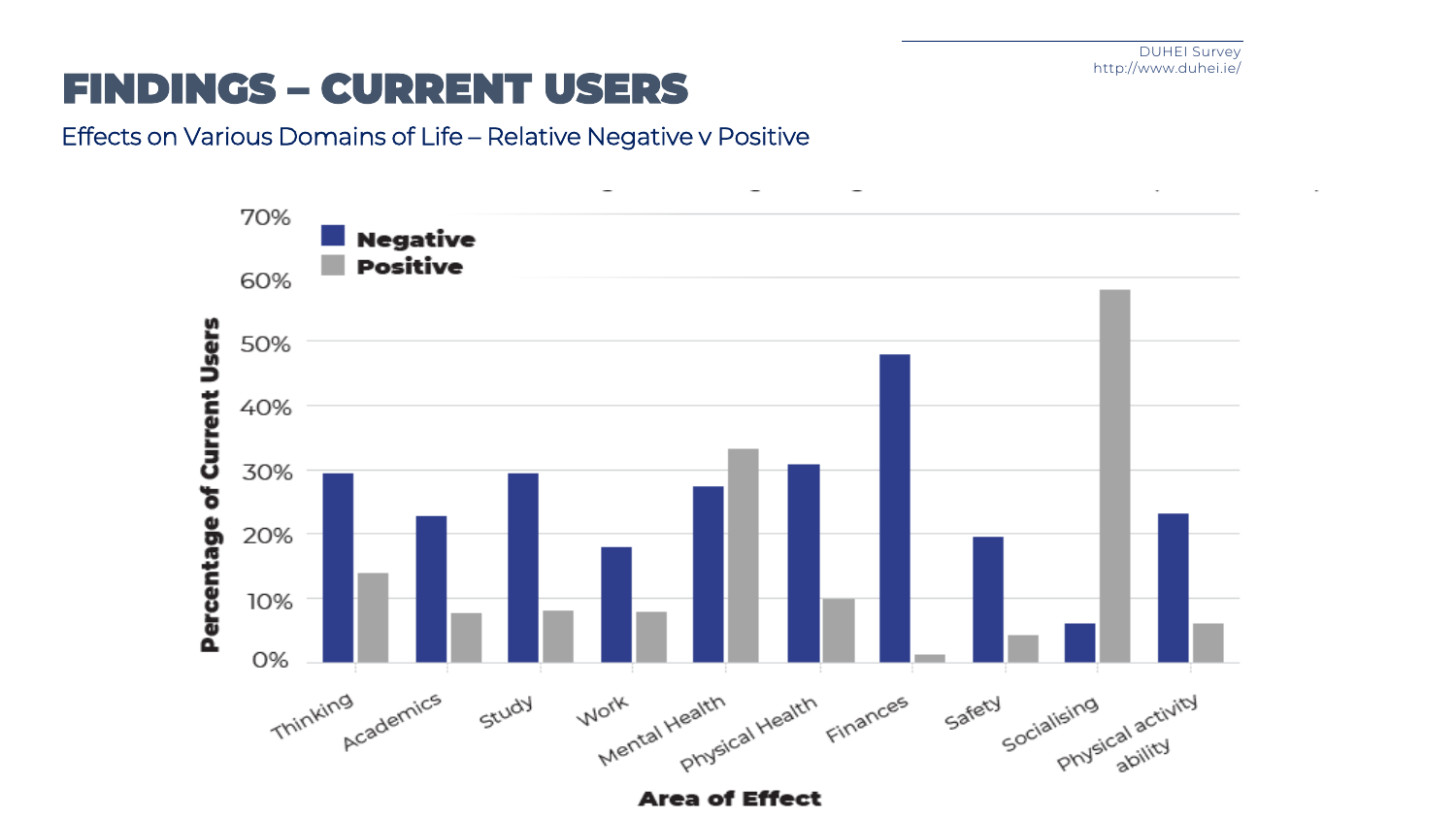# FINDINGS – CURRENT USERS

Effects on Various Domains of Life – Relative Negative v Positive

| Area of Effect | Negative | Positive |
|---|---|---|
| Thinking | ~29.5% | ~14% |
| Academics | ~23% | ~7.5% |
| Study | ~29.5% | ~8% |
| Work | ~18% | ~8% |
| Mental Health | ~27.5% | ~33.5% |
| Physical Health | ~31% | ~10% |
| Finances | ~48% | ~1% |
| Safety | ~19.5% | ~4% |
| Socialising | ~6% | ~58% |
| Physical activity ability | ~23% | ~6% |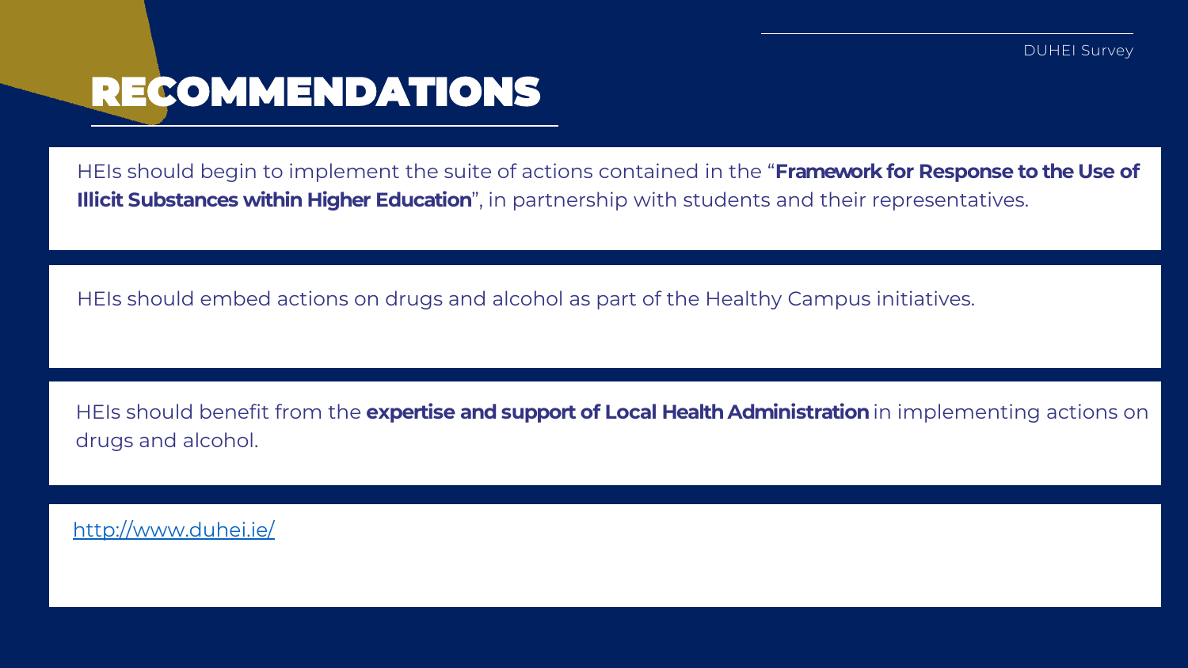# RECOMMENDATIONS

HEIs should begin to implement the suite of actions contained in the "**Framework for Response to the Use of Illicit Substances within Higher Education**", in partnership with students and their representatives.

HEIs should embed actions on drugs and alcohol as part of the Healthy Campus initiatives.

HEIs should benefit from the **expertise and support of Local Health Administration** in implementing actions on drugs and alcohol.

http://www.duhei.ie/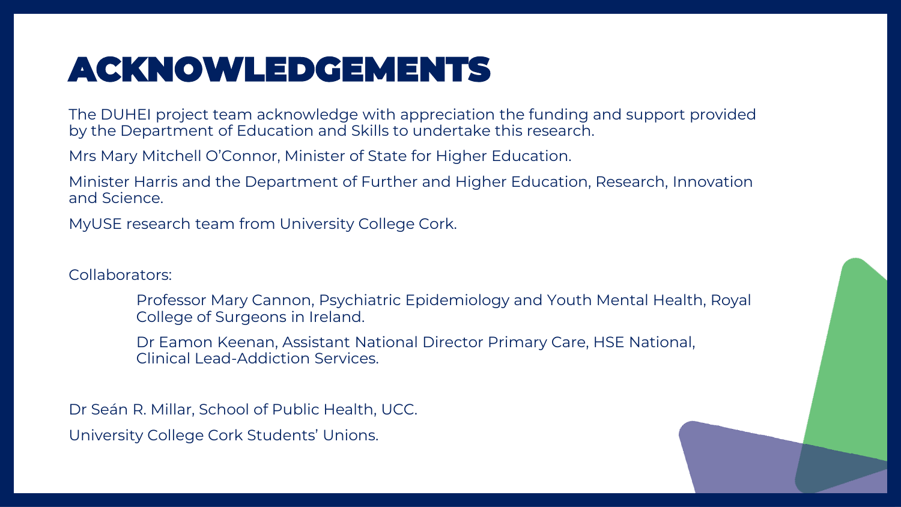# ACKNOWLEDGEMENTS

The DUHEI project team acknowledge with appreciation the funding and support provided by the Department of Education and Skills to undertake this research.

Mrs Mary Mitchell O'Connor, Minister of State for Higher Education.

Minister Harris and the Department of Further and Higher Education, Research, Innovation and Science.

MyUSE research team from University College Cork.

Collaborators:

> Professor Mary Cannon, Psychiatric Epidemiology and Youth Mental Health, Royal College of Surgeons in Ireland.
>
> Dr Eamon Keenan, Assistant National Director Primary Care, HSE National, Clinical Lead-Addiction Services.

Dr Seán R. Millar, School of Public Health, UCC.

University College Cork Students' Unions.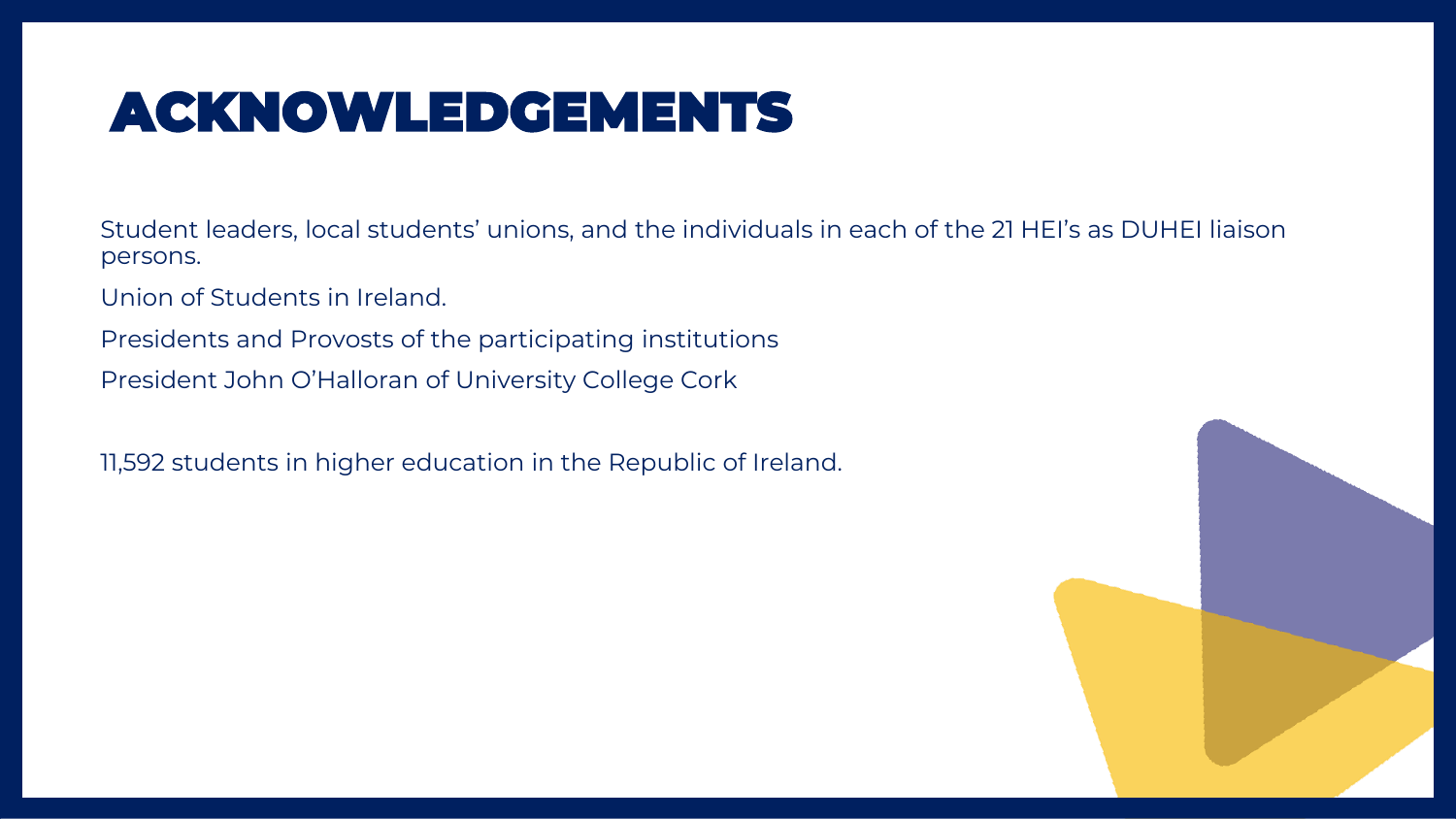# ACKNOWLEDGEMENTS

Student leaders, local students' unions, and the individuals in each of the 21 HEI's as DUHEI liaison persons.

Union of Students in Ireland.

Presidents and Provosts of the participating institutions

President John O'Halloran of University College Cork

11,592 students in higher education in the Republic of Ireland.